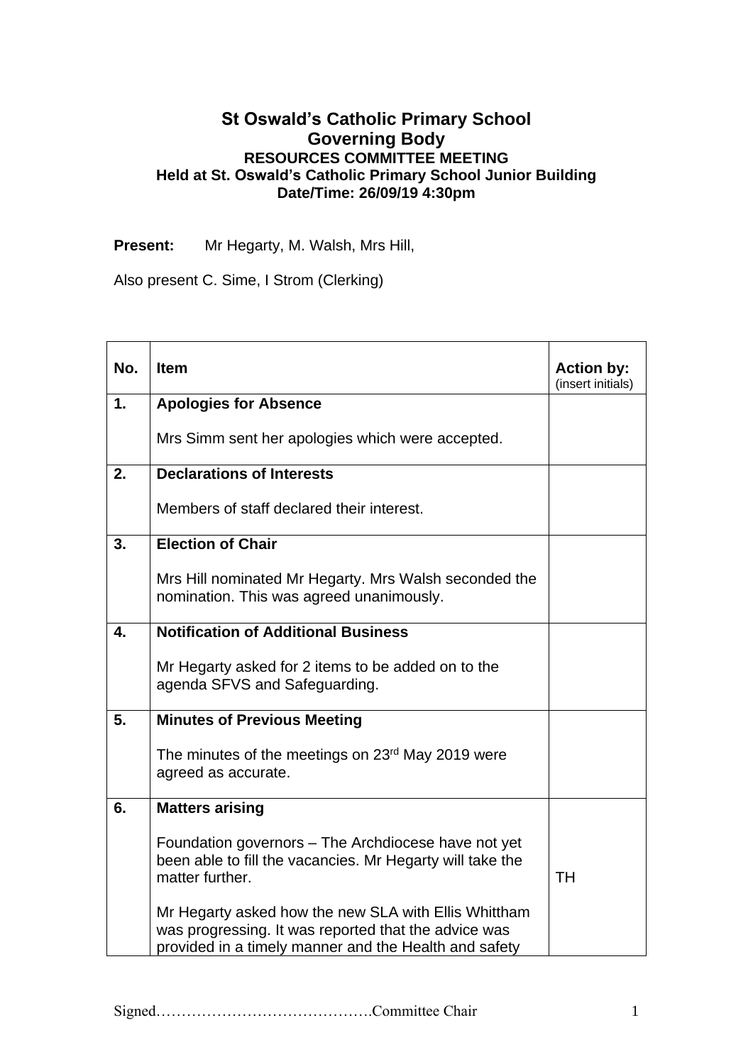# St Oswald's Catholic Primary School
## Governing Body
### RESOURCES COMMITTEE MEETING
### Held at St. Oswald's Catholic Primary School Junior Building
### Date/Time: 26/09/19 4:30pm

**Present:** Mr Hegarty, M. Walsh, Mrs Hill,

Also present C. Sime, I Strom (Clerking)

| No. | Item | Action by: (insert initials) |
|---|---|---|
| 1. | **Apologies for Absence**<br><br>Mrs Simm sent her apologies which were accepted. | |
| 2. | **Declarations of Interests**<br><br>Members of staff declared their interest. | |
| 3. | **Election of Chair**<br><br>Mrs Hill nominated Mr Hegarty. Mrs Walsh seconded the nomination. This was agreed unanimously. | |
| 4. | **Notification of Additional Business**<br><br>Mr Hegarty asked for 2 items to be added on to the agenda SFVS and Safeguarding. | |
| 5. | **Minutes of Previous Meeting**<br><br>The minutes of the meetings on 23rd May 2019 were agreed as accurate. | |
| 6. | **Matters arising**<br><br>Foundation governors – The Archdiocese have not yet been able to fill the vacancies. Mr Hegarty will take the matter further.<br><br>Mr Hegarty asked how the new SLA with Ellis Whittham was progressing. It was reported that the advice was provided in a timely manner and the Health and safety | TH |

Signed…………………………………….Committee Chair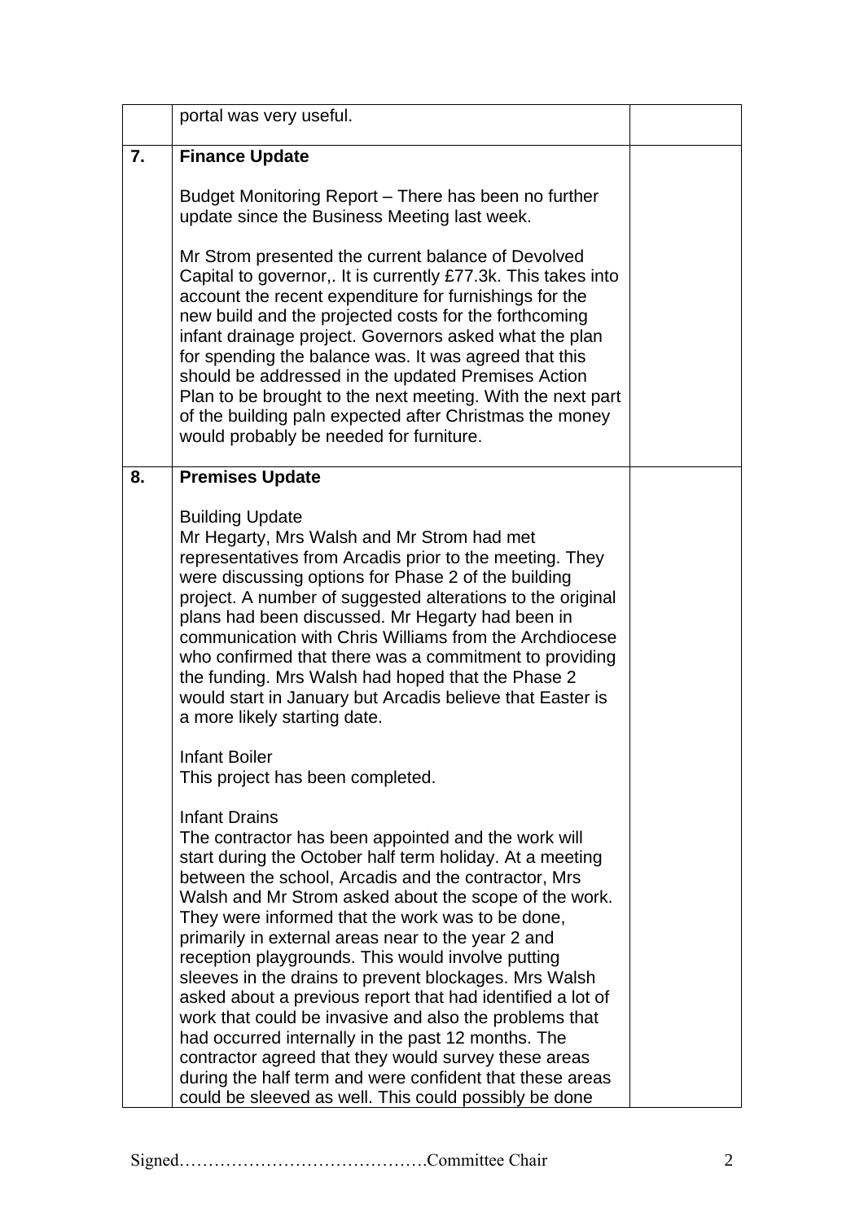| | | |
|---|---|---|
| | portal was very useful. | |
| **7.** | **Finance Update**<br><br>Budget Monitoring Report – There has been no further update since the Business Meeting last week.<br><br>Mr Strom presented the current balance of Devolved Capital to governor,. It is currently £77.3k. This takes into account the recent expenditure for furnishings for the new build and the projected costs for the forthcoming infant drainage project. Governors asked what the plan for spending the balance was. It was agreed that this should be addressed in the updated Premises Action Plan to be brought to the next meeting. With the next part of the building paln expected after Christmas the money would probably be needed for furniture. | |
| **8.** | **Premises Update**<br><br>Building Update<br>Mr Hegarty, Mrs Walsh and Mr Strom had met representatives from Arcadis prior to the meeting. They were discussing options for Phase 2 of the building project. A number of suggested alterations to the original plans had been discussed. Mr Hegarty had been in communication with Chris Williams from the Archdiocese who confirmed that there was a commitment to providing the funding. Mrs Walsh had hoped that the Phase 2 would start in January but Arcadis believe that Easter is a more likely starting date.<br><br>Infant Boiler<br>This project has been completed.<br><br>Infant Drains<br>The contractor has been appointed and the work will start during the October half term holiday. At a meeting between the school, Arcadis and the contractor, Mrs Walsh and Mr Strom asked about the scope of the work. They were informed that the work was to be done, primarily in external areas near to the year 2 and reception playgrounds. This would involve putting sleeves in the drains to prevent blockages. Mrs Walsh asked about a previous report that had identified a lot of work that could be invasive and also the problems that had occurred internally in the past 12 months. The contractor agreed that they would survey these areas during the half term and were confident that these areas could be sleeved as well. This could possibly be done | |

Signed…………………………………….Committee Chair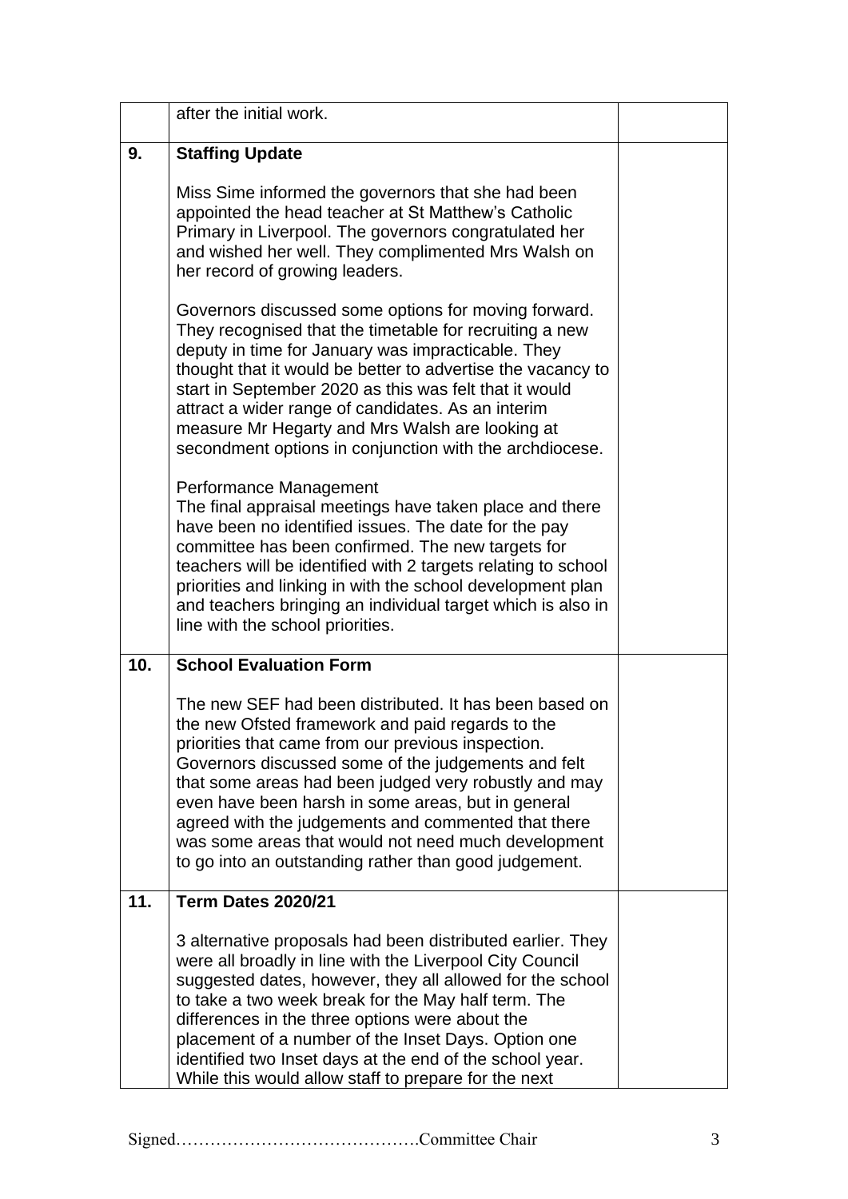| | | |
|---|---|---|
| | after the initial work. | |
| **9.** | **Staffing Update**<br><br>Miss Sime informed the governors that she had been appointed the head teacher at St Matthew's Catholic Primary in Liverpool. The governors congratulated her and wished her well. They complimented Mrs Walsh on her record of growing leaders.<br><br>Governors discussed some options for moving forward. They recognised that the timetable for recruiting a new deputy in time for January was impracticable. They thought that it would be better to advertise the vacancy to start in September 2020 as this was felt that it would attract a wider range of candidates. As an interim measure Mr Hegarty and Mrs Walsh are looking at secondment options in conjunction with the archdiocese.<br><br>Performance Management<br>The final appraisal meetings have taken place and there have been no identified issues. The date for the pay committee has been confirmed. The new targets for teachers will be identified with 2 targets relating to school priorities and linking in with the school development plan and teachers bringing an individual target which is also in line with the school priorities. | |
| **10.** | **School Evaluation Form**<br><br>The new SEF had been distributed. It has been based on the new Ofsted framework and paid regards to the priorities that came from our previous inspection. Governors discussed some of the judgements and felt that some areas had been judged very robustly and may even have been harsh in some areas, but in general agreed with the judgements and commented that there was some areas that would not need much development to go into an outstanding rather than good judgement. | |
| **11.** | **Term Dates 2020/21**<br><br>3 alternative proposals had been distributed earlier. They were all broadly in line with the Liverpool City Council suggested dates, however, they all allowed for the school to take a two week break for the May half term. The differences in the three options were about the placement of a number of the Inset Days. Option one identified two Inset days at the end of the school year. While this would allow staff to prepare for the next | |

Signed…………………………………….Committee Chair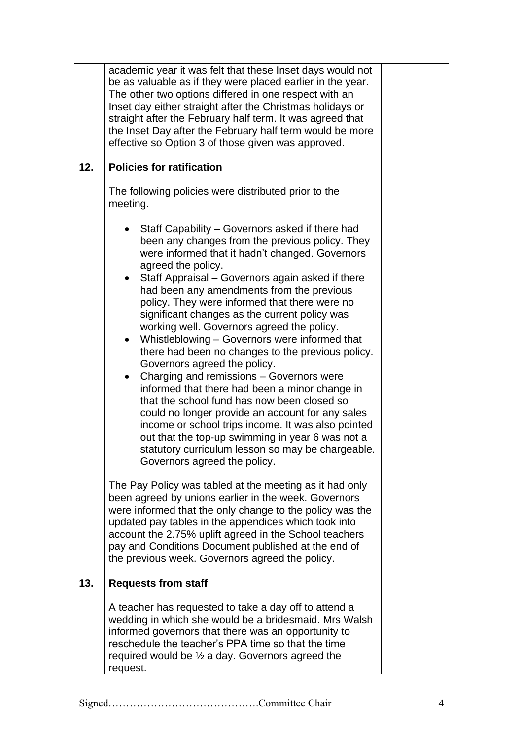| | | |
|---|---|---|
| | academic year it was felt that these Inset days would not be as valuable as if they were placed earlier in the year. The other two options differed in one respect with an Inset day either straight after the Christmas holidays or straight after the February half term. It was agreed that the Inset Day after the February half term would be more effective so Option 3 of those given was approved. | |
| **12.** | **Policies for ratification**<br><br>The following policies were distributed prior to the meeting.<br><br>• Staff Capability – Governors asked if there had been any changes from the previous policy. They were informed that it hadn't changed. Governors agreed the policy.<br>• Staff Appraisal – Governors again asked if there had been any amendments from the previous policy. They were informed that there were no significant changes as the current policy was working well. Governors agreed the policy.<br>• Whistleblowing – Governors were informed that there had been no changes to the previous policy. Governors agreed the policy.<br>• Charging and remissions – Governors were informed that there had been a minor change in that the school fund has now been closed so could no longer provide an account for any sales income or school trips income. It was also pointed out that the top-up swimming in year 6 was not a statutory curriculum lesson so may be chargeable. Governors agreed the policy.<br><br>The Pay Policy was tabled at the meeting as it had only been agreed by unions earlier in the week. Governors were informed that the only change to the policy was the updated pay tables in the appendices which took into account the 2.75% uplift agreed in the School teachers pay and Conditions Document published at the end of the previous week. Governors agreed the policy. | |
| **13.** | **Requests from staff**<br><br>A teacher has requested to take a day off to attend a wedding in which she would be a bridesmaid. Mrs Walsh informed governors that there was an opportunity to reschedule the teacher's PPA time so that the time required would be ½ a day. Governors agreed the request. | |

Signed…………………………………….Committee Chair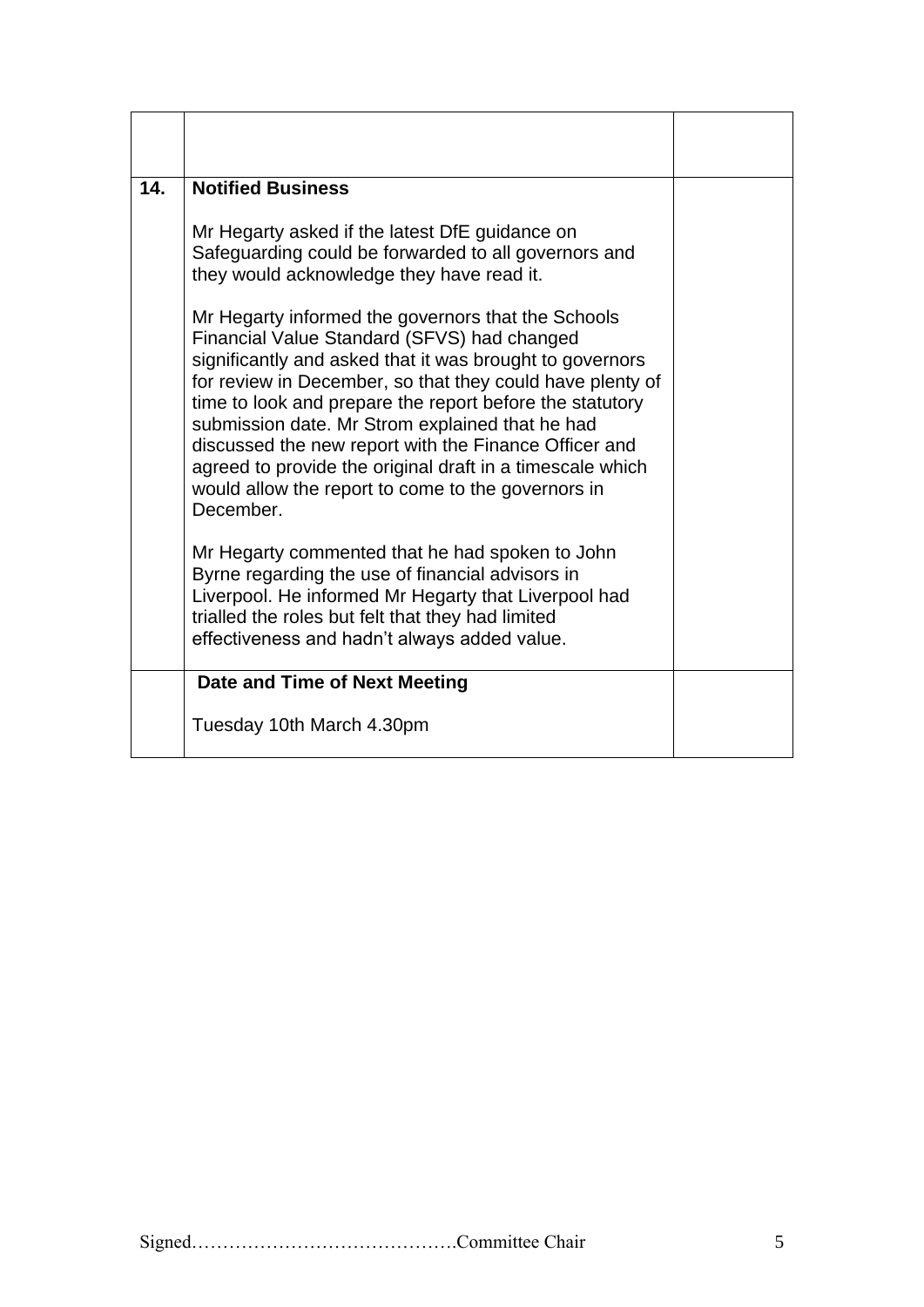| | | |
|---|---|---|
| | | |
| **14.** | **Notified Business**<br><br>Mr Hegarty asked if the latest DfE guidance on Safeguarding could be forwarded to all governors and they would acknowledge they have read it.<br><br>Mr Hegarty informed the governors that the Schools Financial Value Standard (SFVS) had changed significantly and asked that it was brought to governors for review in December, so that they could have plenty of time to look and prepare the report before the statutory submission date. Mr Strom explained that he had discussed the new report with the Finance Officer and agreed to provide the original draft in a timescale which would allow the report to come to the governors in December.<br><br>Mr Hegarty commented that he had spoken to John Byrne regarding the use of financial advisors in Liverpool. He informed Mr Hegarty that Liverpool had trialled the roles but felt that they had limited effectiveness and hadn't always added value. | |
| | **Date and Time of Next Meeting**<br><br>Tuesday 10th March 4.30pm | |

Signed…………………………………….Committee Chair